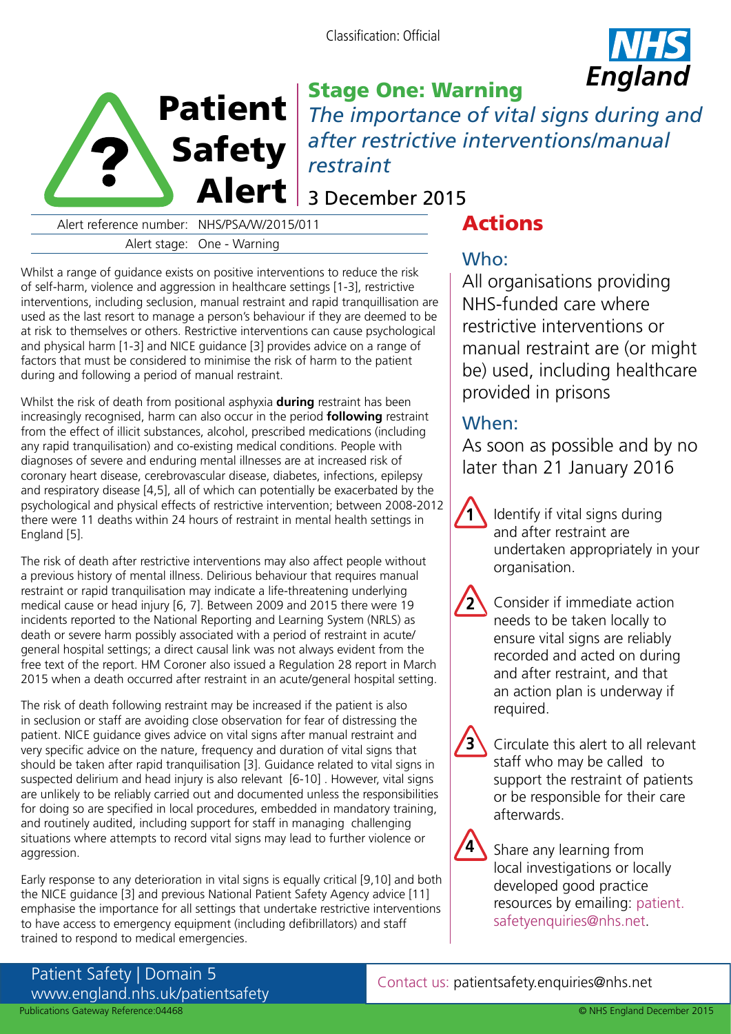Classification: Official

# Patient Safety Alert

## Stage One: Warning

*The importance of vital signs during and after restrictive interventions/manual restraint*

3 December 2015

Alert reference number: NHS/PSA/W/2015/011

Alert stage: One - Warning

Whilst a range of guidance exists on positive interventions to reduce the risk of self-harm, violence and aggression in healthcare settings [1-3], restrictive interventions, including seclusion, manual restraint and rapid tranquillisation are used as the last resort to manage a person's behaviour if they are deemed to be at risk to themselves or others. Restrictive interventions can cause psychological and physical harm [1-3] and NICE guidance [3] provides advice on a range of factors that must be considered to minimise the risk of harm to the patient during and following a period of manual restraint.

Whilst the risk of death from positional asphyxia **during** restraint has been increasingly recognised, harm can also occur in the period **following** restraint from the effect of illicit substances, alcohol, prescribed medications (including any rapid tranquilisation) and co-existing medical conditions. People with diagnoses of severe and enduring mental illnesses are at increased risk of coronary heart disease, cerebrovascular disease, diabetes, infections, epilepsy and respiratory disease [4,5], all of which can potentially be exacerbated by the psychological and physical effects of restrictive intervention; between 2008-2012 there were 11 deaths within 24 hours of restraint in mental health settings in England [5].

The risk of death after restrictive interventions may also affect people without a previous history of mental illness. Delirious behaviour that requires manual restraint or rapid tranquilisation may indicate a life-threatening underlying medical cause or head injury [6, 7]. Between 2009 and 2015 there were 19 incidents reported to the National Reporting and Learning System (NRLS) as death or severe harm possibly associated with a period of restraint in acute/ general hospital settings; a direct causal link was not always evident from the free text of the report. HM Coroner also issued a Regulation 28 report in March 2015 when a death occurred after restraint in an acute/general hospital setting.

The risk of death following restraint may be increased if the patient is also in seclusion or staff are avoiding close observation for fear of distressing the patient. NICE guidance gives advice on vital signs after manual restraint and very specific advice on the nature, frequency and duration of vital signs that should be taken after rapid tranquilisation [3]. Guidance related to vital signs in suspected delirium and head injury is also relevant [6-10] . However, vital signs are unlikely to be reliably carried out and documented unless the responsibilities for doing so are specified in local procedures, embedded in mandatory training, and routinely audited, including support for staff in managing challenging situations where attempts to record vital signs may lead to further violence or aggression.

Early response to any deterioration in vital signs is equally critical [9,10] and both the NICE guidance [3] and previous National Patient Safety Agency advice [11] emphasise the importance for all settings that undertake restrictive interventions to have access to emergency equipment (including defibrillators) and staff trained to respond to medical emergencies.

## Actions

### Who:

All organisations providing NHS-funded care where restrictive interventions or manual restraint are (or might be) used, including healthcare provided in prisons

### When:

As soon as possible and by no later than 21 January 2016

1. Identify if vital signs during and after restraint are undertaken appropriately in your organisation.
2. Consider if immediate action needs to be taken locally to ensure vital signs are reliably recorded and acted on during and after restraint, and that an action plan is underway if required.
3. Circulate this alert to all relevant staff who may be called to support the restraint of patients or be responsible for their care afterwards.
4. Share any learning from local investigations or locally developed good practice resources by emailing: patient.safetyenquiries@nhs.net.

Patient Safety | Domain 5
www.england.nhs.uk/patientsafety

Contact us: patientsafety.enquiries@nhs.net

Publications Gateway Reference:04468

© NHS England December 2015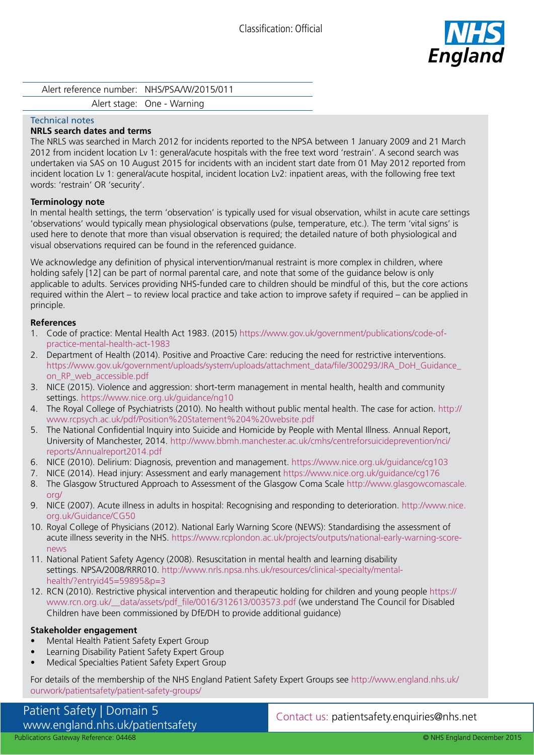Classification: Official

Alert reference number: NHS/PSA/W/2015/011

Alert stage: One - Warning

## Technical notes

### NRLS search dates and terms

The NRLS was searched in March 2012 for incidents reported to the NPSA between 1 January 2009 and 21 March 2012 from incident location Lv 1: general/acute hospitals with the free text word 'restrain'. A second search was undertaken via SAS on 10 August 2015 for incidents with an incident start date from 01 May 2012 reported from incident location Lv 1: general/acute hospital, incident location Lv2: inpatient areas, with the following free text words: 'restrain' OR 'security'.

### Terminology note

In mental health settings, the term 'observation' is typically used for visual observation, whilst in acute care settings 'observations' would typically mean physiological observations (pulse, temperature, etc.). The term 'vital signs' is used here to denote that more than visual observation is required; the detailed nature of both physiological and visual observations required can be found in the referenced guidance.

We acknowledge any definition of physical intervention/manual restraint is more complex in children, where holding safely [12] can be part of normal parental care, and note that some of the guidance below is only applicable to adults. Services providing NHS-funded care to children should be mindful of this, but the core actions required within the Alert – to review local practice and take action to improve safety if required – can be applied in principle.

### References

1. Code of practice: Mental Health Act 1983. (2015) https://www.gov.uk/government/publications/code-of-practice-mental-health-act-1983
2. Department of Health (2014). Positive and Proactive Care: reducing the need for restrictive interventions. https://www.gov.uk/government/uploads/system/uploads/attachment_data/file/300293/JRA_DoH_Guidance_on_RP_web_accessible.pdf
3. NICE (2015). Violence and aggression: short-term management in mental health, health and community settings. https://www.nice.org.uk/guidance/ng10
4. The Royal College of Psychiatrists (2010). No health without public mental health. The case for action. http://www.rcpsych.ac.uk/pdf/Position%20Statement%204%20website.pdf
5. The National Confidential Inquiry into Suicide and Homicide by People with Mental Illness. Annual Report, University of Manchester, 2014. http://www.bbmh.manchester.ac.uk/cmhs/centreforsuicideprevention/nci/reports/Annualreport2014.pdf
6. NICE (2010). Delirium: Diagnosis, prevention and management. https://www.nice.org.uk/guidance/cg103
7. NICE (2014). Head injury: Assessment and early management https://www.nice.org.uk/guidance/cg176
8. The Glasgow Structured Approach to Assessment of the Glasgow Coma Scale http://www.glasgowcomascale.org/
9. NICE (2007). Acute illness in adults in hospital: Recognising and responding to deterioration. http://www.nice.org.uk/Guidance/CG50
10. Royal College of Physicians (2012). National Early Warning Score (NEWS): Standardising the assessment of acute illness severity in the NHS. https://www.rcplondon.ac.uk/projects/outputs/national-early-warning-score-news
11. National Patient Safety Agency (2008). Resuscitation in mental health and learning disability settings. NPSA/2008/RRR010. http://www.nrls.npsa.nhs.uk/resources/clinical-specialty/mental-health/?entryid45=59895&p=3
12. RCN (2010). Restrictive physical intervention and therapeutic holding for children and young people https://www.rcn.org.uk/__data/assets/pdf_file/0016/312613/003573.pdf (we understand The Council for Disabled Children have been commissioned by DfE/DH to provide additional guidance)

### Stakeholder engagement

- Mental Health Patient Safety Expert Group
- Learning Disability Patient Safety Expert Group
- Medical Specialties Patient Safety Expert Group

For details of the membership of the NHS England Patient Safety Expert Groups see http://www.england.nhs.uk/ourwork/patientsafety/patient-safety-groups/

Patient Safety | Domain 5
www.england.nhs.uk/patientsafety

Contact us: patientsafety.enquiries@nhs.net

Publications Gateway Reference: 04468

© NHS England December 2015